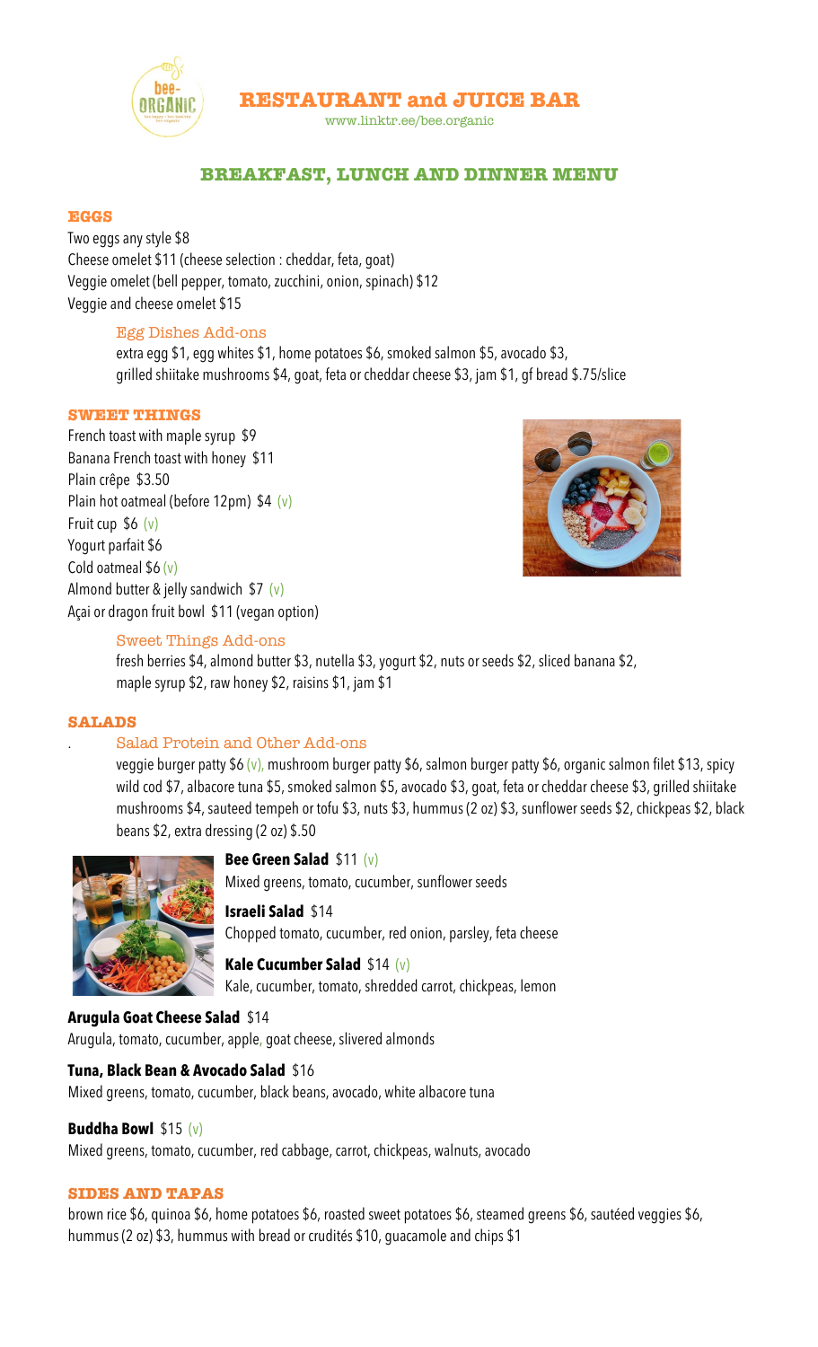# RESTAURANT and JUICE BAR

www.linktr.ee/bee.organic

## BREAKFAST, LUNCH AND DINNER MENU

### EGGS

Two eggs any style $8
Cheese omelet $11 (cheese selection : cheddar, feta, goat)
Veggie omelet (bell pepper, tomato, zucchini, onion, spinach) $12
Veggie and cheese omelet $15

#### Egg Dishes Add-ons

extra egg $1, egg whites $1, home potatoes $6, smoked salmon $5, avocado $3, grilled shiitake mushrooms $4, goat, feta or cheddar cheese $3, jam $1, gf bread $.75/slice

### SWEET THINGS

French toast with maple syrup $9
Banana French toast with honey $11
Plain crêpe $3.50
Plain hot oatmeal (before 12pm) $4 (v)
Fruit cup $6 (v)
Yogurt parfait $6
Cold oatmeal $6 (v)
Almond butter & jelly sandwich $7 (v)
Açai or dragon fruit bowl $11 (vegan option)

#### Sweet Things Add-ons

fresh berries $4, almond butter $3, nutella $3, yogurt $2, nuts or seeds $2, sliced banana $2, maple syrup $2, raw honey $2, raisins $1, jam $1

### SALADS

#### Salad Protein and Other Add-ons

veggie burger patty $6 (v), mushroom burger patty $6, salmon burger patty $6, organic salmon filet $13, spicy wild cod $7, albacore tuna $5, smoked salmon $5, avocado $3, goat, feta or cheddar cheese $3, grilled shiitake mushrooms $4, sauteed tempeh or tofu $3, nuts $3, hummus (2 oz) $3, sunflower seeds $2, chickpeas $2, black beans $2, extra dressing (2 oz) $.50

**Bee Green Salad** $11 (v)
Mixed greens, tomato, cucumber, sunflower seeds

**Israeli Salad** $14
Chopped tomato, cucumber, red onion, parsley, feta cheese

**Kale Cucumber Salad** $14 (v)
Kale, cucumber, tomato, shredded carrot, chickpeas, lemon

**Arugula Goat Cheese Salad** $14
Arugula, tomato, cucumber, apple, goat cheese, slivered almonds

**Tuna, Black Bean & Avocado Salad** $16
Mixed greens, tomato, cucumber, black beans, avocado, white albacore tuna

**Buddha Bowl** $15 (v)
Mixed greens, tomato, cucumber, red cabbage, carrot, chickpeas, walnuts, avocado

### SIDES AND TAPAS

brown rice $6, quinoa $6, home potatoes $6, roasted sweet potatoes $6, steamed greens $6, sautéed veggies $6, hummus (2 oz) $3, hummus with bread or crudités $10, guacamole and chips $1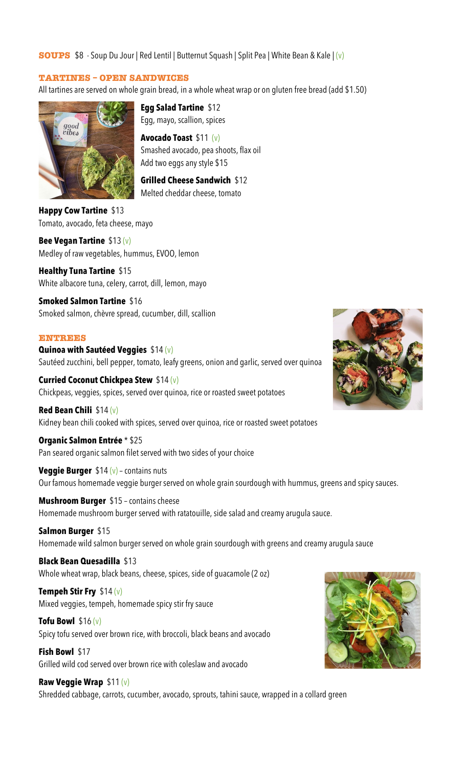**SOUPS** $8 - Soup Du Jour | Red Lentil | Butternut Squash | Split Pea | White Bean & Kale | (v)

## TARTINES – OPEN SANDWICES

All tartines are served on whole grain bread, in a whole wheat wrap or on gluten free bread (add $1.50)

**Egg Salad Tartine** $12
Egg, mayo, scallion, spices

**Avocado Toast** $11 (v)
Smashed avocado, pea shoots, flax oil
Add two eggs any style $15

**Grilled Cheese Sandwich** $12
Melted cheddar cheese, tomato

**Happy Cow Tartine** $13
Tomato, avocado, feta cheese, mayo

**Bee Vegan Tartine** $13 (v)
Medley of raw vegetables, hummus, EVOO, lemon

**Healthy Tuna Tartine** $15
White albacore tuna, celery, carrot, dill, lemon, mayo

**Smoked Salmon Tartine** $16
Smoked salmon, chèvre spread, cucumber, dill, scallion

## ENTREES

**Quinoa with Sautéed Veggies** $14 (v)
Sautéed zucchini, bell pepper, tomato, leafy greens, onion and garlic, served over quinoa

**Curried Coconut Chickpea Stew** $14 (v)
Chickpeas, veggies, spices, served over quinoa, rice or roasted sweet potatoes

**Red Bean Chili** $14 (v)
Kidney bean chili cooked with spices, served over quinoa, rice or roasted sweet potatoes

**Organic Salmon Entrée** * $25
Pan seared organic salmon filet served with two sides of your choice

**Veggie Burger** $14 (v) – contains nuts
Our famous homemade veggie burger served on whole grain sourdough with hummus, greens and spicy sauces.

**Mushroom Burger** $15 – contains cheese
Homemade mushroom burger served with ratatouille, side salad and creamy arugula sauce.

**Salmon Burger** $15
Homemade wild salmon burger served on whole grain sourdough with greens and creamy arugula sauce

**Black Bean Quesadilla** $13
Whole wheat wrap, black beans, cheese, spices, side of guacamole (2 oz)

**Tempeh Stir Fry** $14 (v)
Mixed veggies, tempeh, homemade spicy stir fry sauce

**Tofu Bowl** $16 (v)
Spicy tofu served over brown rice, with broccoli, black beans and avocado

**Fish Bowl** $17
Grilled wild cod served over brown rice with coleslaw and avocado

**Raw Veggie Wrap** $11 (v)
Shredded cabbage, carrots, cucumber, avocado, sprouts, tahini sauce, wrapped in a collard green